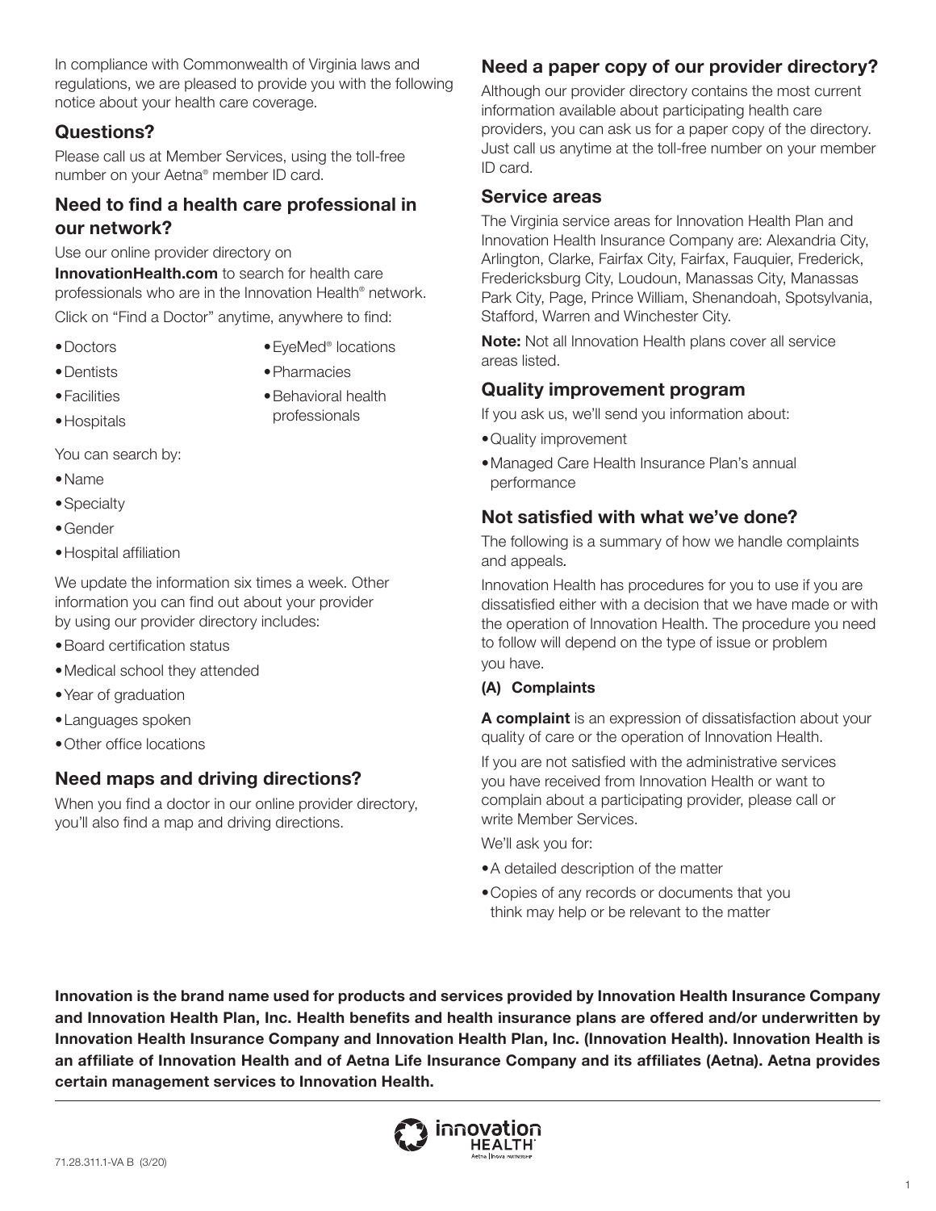In compliance with Commonwealth of Virginia laws and regulations, we are pleased to provide you with the following notice about your health care coverage.

## Questions?

Please call us at Member Services, using the toll-free number on your Aetna® member ID card.

## Need to find a health care professional in our network?

Use our online provider directory on **InnovationHealth.com** to search for health care professionals who are in the Innovation Health® network.

Click on "Find a Doctor" anytime, anywhere to find:

- Doctors
- Dentists
- Facilities
- Hospitals
- EyeMed® locations
- Pharmacies
- Behavioral health professionals

You can search by:

- Name
- Specialty
- Gender
- Hospital affiliation

We update the information six times a week. Other information you can find out about your provider by using our provider directory includes:

- Board certification status
- Medical school they attended
- Year of graduation
- Languages spoken
- Other office locations

## Need maps and driving directions?

When you find a doctor in our online provider directory, you'll also find a map and driving directions.

## Need a paper copy of our provider directory?

Although our provider directory contains the most current information available about participating health care providers, you can ask us for a paper copy of the directory. Just call us anytime at the toll-free number on your member ID card.

## Service areas

The Virginia service areas for Innovation Health Plan and Innovation Health Insurance Company are: Alexandria City, Arlington, Clarke, Fairfax City, Fairfax, Fauquier, Frederick, Fredericksburg City, Loudoun, Manassas City, Manassas Park City, Page, Prince William, Shenandoah, Spotsylvania, Stafford, Warren and Winchester City.

**Note:** Not all Innovation Health plans cover all service areas listed.

## Quality improvement program

If you ask us, we'll send you information about:

- Quality improvement
- Managed Care Health Insurance Plan's annual performance

## Not satisfied with what we've done?

The following is a summary of how we handle complaints and appeals.

Innovation Health has procedures for you to use if you are dissatisfied either with a decision that we have made or with the operation of Innovation Health. The procedure you need to follow will depend on the type of issue or problem you have.

### (A) Complaints

**A complaint** is an expression of dissatisfaction about your quality of care or the operation of Innovation Health.

If you are not satisfied with the administrative services you have received from Innovation Health or want to complain about a participating provider, please call or write Member Services.

We'll ask you for:

- A detailed description of the matter
- Copies of any records or documents that you think may help or be relevant to the matter

**Innovation is the brand name used for products and services provided by Innovation Health Insurance Company and Innovation Health Plan, Inc. Health benefits and health insurance plans are offered and/or underwritten by Innovation Health Insurance Company and Innovation Health Plan, Inc. (Innovation Health). Innovation Health is an affiliate of Innovation Health and of Aetna Life Insurance Company and its affiliates (Aetna). Aetna provides certain management services to Innovation Health.**

71.28.311.1-VA B (3/20)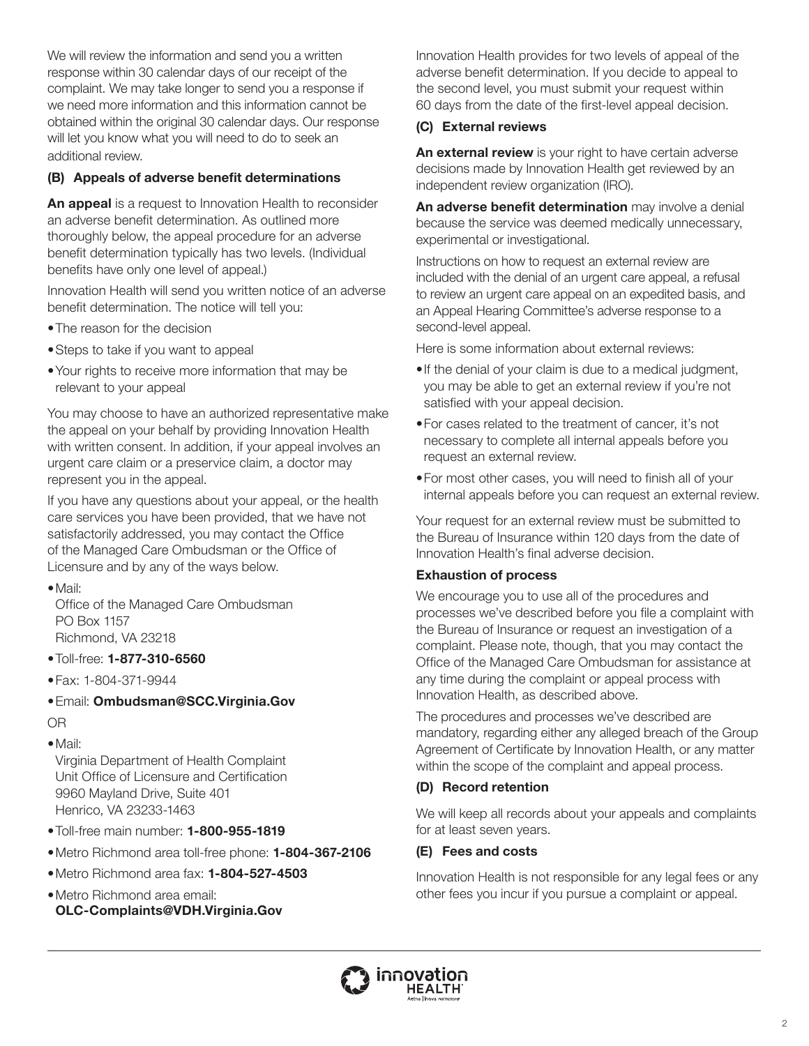We will review the information and send you a written response within 30 calendar days of our receipt of the complaint. We may take longer to send you a response if we need more information and this information cannot be obtained within the original 30 calendar days. Our response will let you know what you will need to do to seek an additional review.

### (B) Appeals of adverse benefit determinations

**An appeal** is a request to Innovation Health to reconsider an adverse benefit determination. As outlined more thoroughly below, the appeal procedure for an adverse benefit determination typically has two levels. (Individual benefits have only one level of appeal.)

Innovation Health will send you written notice of an adverse benefit determination. The notice will tell you:

- The reason for the decision
- Steps to take if you want to appeal
- Your rights to receive more information that may be relevant to your appeal

You may choose to have an authorized representative make the appeal on your behalf by providing Innovation Health with written consent. In addition, if your appeal involves an urgent care claim or a preservice claim, a doctor may represent you in the appeal.

If you have any questions about your appeal, or the health care services you have been provided, that we have not satisfactorily addressed, you may contact the Office of the Managed Care Ombudsman or the Office of Licensure and by any of the ways below.

- Mail:
  Office of the Managed Care Ombudsman
  PO Box 1157
  Richmond, VA 23218
- Toll-free: **1-877-310-6560**
- Fax: 1-804-371-9944
- Email: **Ombudsman@SCC.Virginia.Gov**

OR

- Mail:
  Virginia Department of Health Complaint
  Unit Office of Licensure and Certification
  9960 Mayland Drive, Suite 401
  Henrico, VA 23233-1463
- Toll-free main number: **1-800-955-1819**
- Metro Richmond area toll-free phone: **1-804-367-2106**
- Metro Richmond area fax: **1-804-527-4503**
- Metro Richmond area email: **OLC-Complaints@VDH.Virginia.Gov**

Innovation Health provides for two levels of appeal of the adverse benefit determination. If you decide to appeal to the second level, you must submit your request within 60 days from the date of the first-level appeal decision.

### (C) External reviews

**An external review** is your right to have certain adverse decisions made by Innovation Health get reviewed by an independent review organization (IRO).

**An adverse benefit determination** may involve a denial because the service was deemed medically unnecessary, experimental or investigational.

Instructions on how to request an external review are included with the denial of an urgent care appeal, a refusal to review an urgent care appeal on an expedited basis, and an Appeal Hearing Committee's adverse response to a second-level appeal.

Here is some information about external reviews:

- If the denial of your claim is due to a medical judgment, you may be able to get an external review if you're not satisfied with your appeal decision.
- For cases related to the treatment of cancer, it's not necessary to complete all internal appeals before you request an external review.
- For most other cases, you will need to finish all of your internal appeals before you can request an external review.

Your request for an external review must be submitted to the Bureau of Insurance within 120 days from the date of Innovation Health's final adverse decision.

### Exhaustion of process

We encourage you to use all of the procedures and processes we've described before you file a complaint with the Bureau of Insurance or request an investigation of a complaint. Please note, though, that you may contact the Office of the Managed Care Ombudsman for assistance at any time during the complaint or appeal process with Innovation Health, as described above.

The procedures and processes we've described are mandatory, regarding either any alleged breach of the Group Agreement of Certificate by Innovation Health, or any matter within the scope of the complaint and appeal process.

### (D) Record retention

We will keep all records about your appeals and complaints for at least seven years.

### (E) Fees and costs

Innovation Health is not responsible for any legal fees or any other fees you incur if you pursue a complaint or appeal.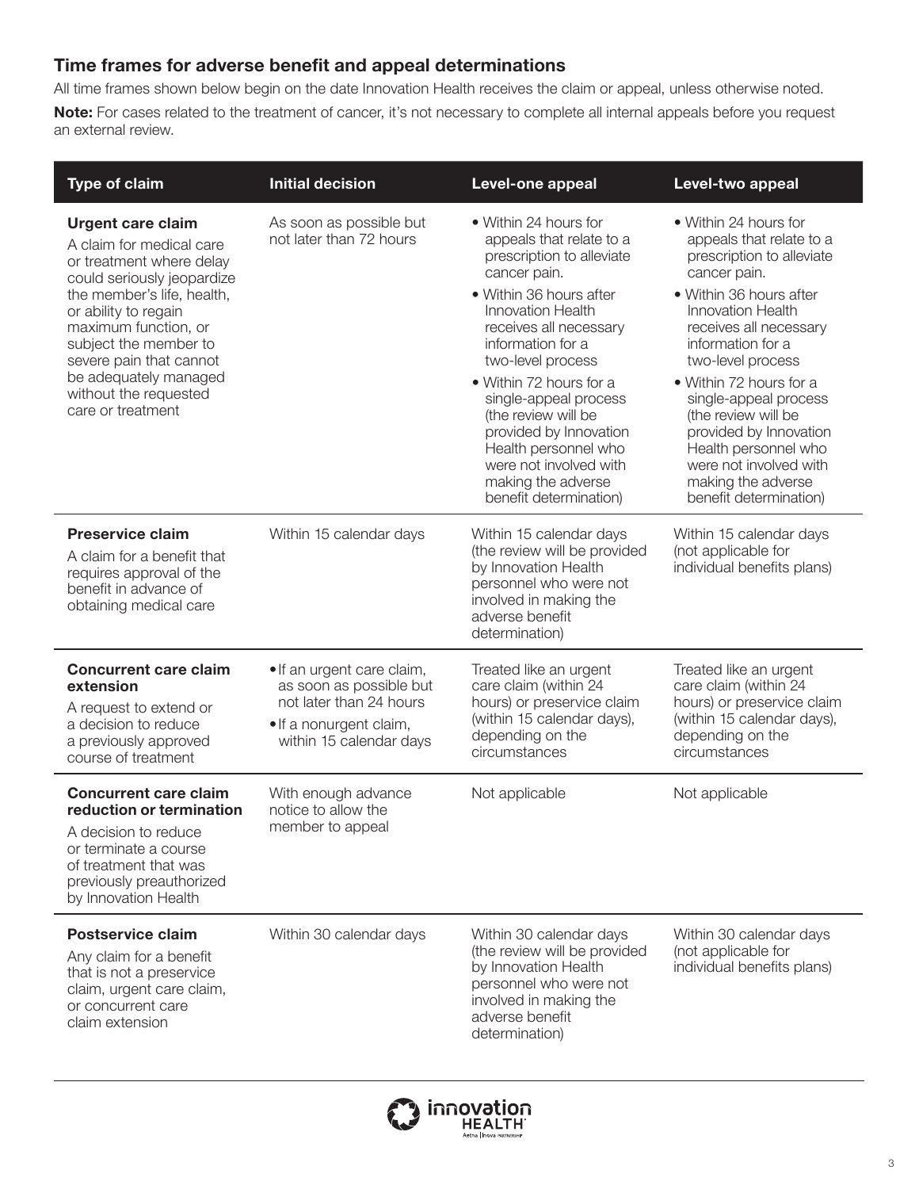### Time frames for adverse benefit and appeal determinations

All time frames shown below begin on the date Innovation Health receives the claim or appeal, unless otherwise noted.

**Note:** For cases related to the treatment of cancer, it's not necessary to complete all internal appeals before you request an external review.

| Type of claim | Initial decision | Level-one appeal | Level-two appeal |
|---|---|---|---|
| **Urgent care claim**<br>A claim for medical care or treatment where delay could seriously jeopardize the member's life, health, or ability to regain maximum function, or subject the member to severe pain that cannot be adequately managed without the requested care or treatment | As soon as possible but not later than 72 hours | • Within 24 hours for appeals that relate to a prescription to alleviate cancer pain.<br>• Within 36 hours after Innovation Health receives all necessary information for a two-level process<br>• Within 72 hours for a single-appeal process (the review will be provided by Innovation Health personnel who were not involved with making the adverse benefit determination) | • Within 24 hours for appeals that relate to a prescription to alleviate cancer pain.<br>• Within 36 hours after Innovation Health receives all necessary information for a two-level process<br>• Within 72 hours for a single-appeal process (the review will be provided by Innovation Health personnel who were not involved with making the adverse benefit determination) |
| **Preservice claim**<br>A claim for a benefit that requires approval of the benefit in advance of obtaining medical care | Within 15 calendar days | Within 15 calendar days (the review will be provided by Innovation Health personnel who were not involved in making the adverse benefit determination) | Within 15 calendar days (not applicable for individual benefits plans) |
| **Concurrent care claim extension**<br>A request to extend or a decision to reduce a previously approved course of treatment | • If an urgent care claim, as soon as possible but not later than 24 hours<br>• If a nonurgent claim, within 15 calendar days | Treated like an urgent care claim (within 24 hours) or preservice claim (within 15 calendar days), depending on the circumstances | Treated like an urgent care claim (within 24 hours) or preservice claim (within 15 calendar days), depending on the circumstances |
| **Concurrent care claim reduction or termination**<br>A decision to reduce or terminate a course of treatment that was previously preauthorized by Innovation Health | With enough advance notice to allow the member to appeal | Not applicable | Not applicable |
| **Postservice claim**<br>Any claim for a benefit that is not a preservice claim, urgent care claim, or concurrent care claim extension | Within 30 calendar days | Within 30 calendar days (the review will be provided by Innovation Health personnel who were not involved in making the adverse benefit determination) | Within 30 calendar days (not applicable for individual benefits plans) |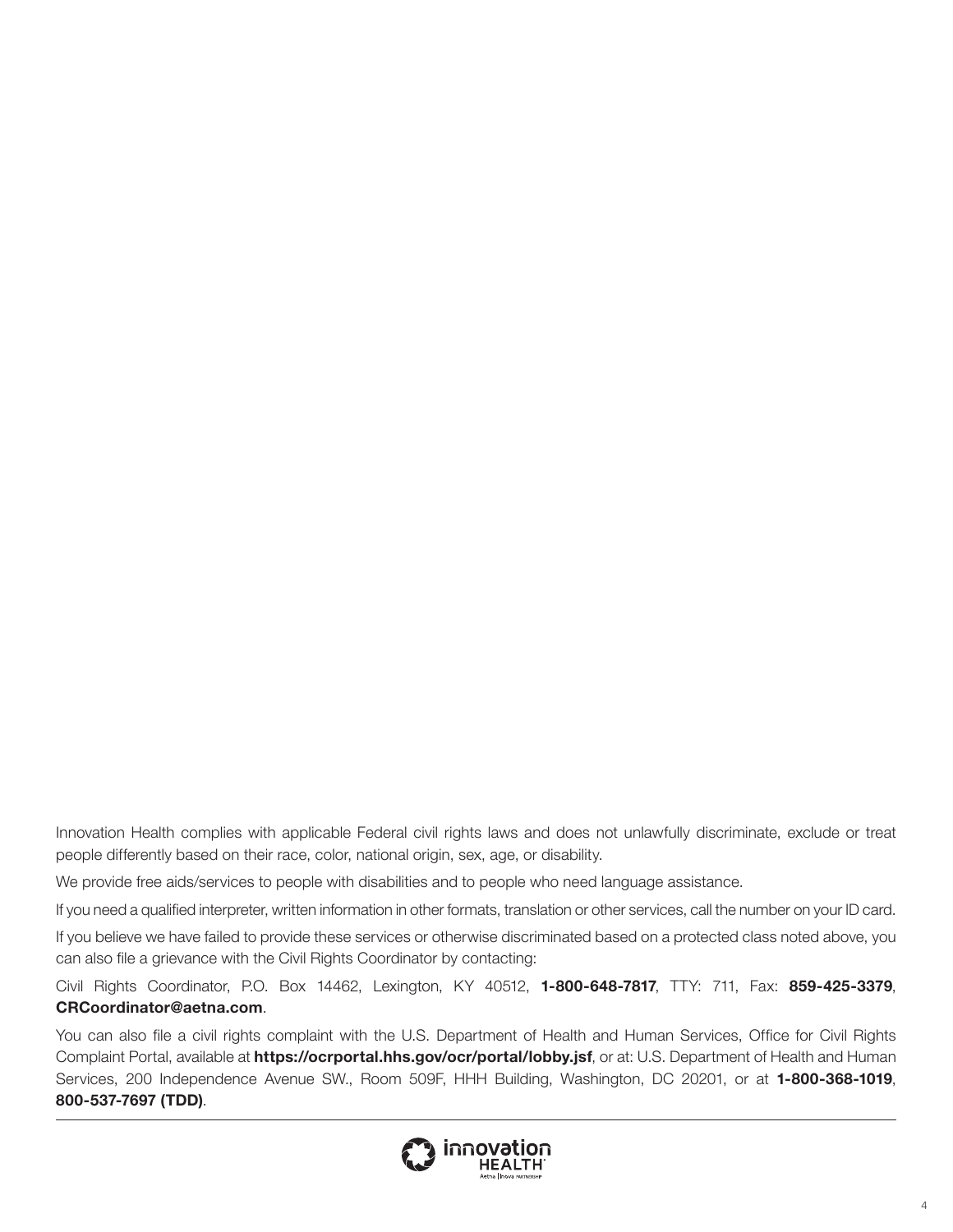Innovation Health complies with applicable Federal civil rights laws and does not unlawfully discriminate, exclude or treat people differently based on their race, color, national origin, sex, age, or disability.

We provide free aids/services to people with disabilities and to people who need language assistance.

If you need a qualified interpreter, written information in other formats, translation or other services, call the number on your ID card.

If you believe we have failed to provide these services or otherwise discriminated based on a protected class noted above, you can also file a grievance with the Civil Rights Coordinator by contacting:

Civil Rights Coordinator, P.O. Box 14462, Lexington, KY 40512, **1-800-648-7817**, TTY: 711, Fax: **859-425-3379**, **CRCoordinator@aetna.com**.

You can also file a civil rights complaint with the U.S. Department of Health and Human Services, Office for Civil Rights Complaint Portal, available at **https://ocrportal.hhs.gov/ocr/portal/lobby.jsf**, or at: U.S. Department of Health and Human Services, 200 Independence Avenue SW., Room 509F, HHH Building, Washington, DC 20201, or at **1-800-368-1019**, **800-537-7697 (TDD)**.

innovation HEALTH

Aetna | Inova PARTNERSHIP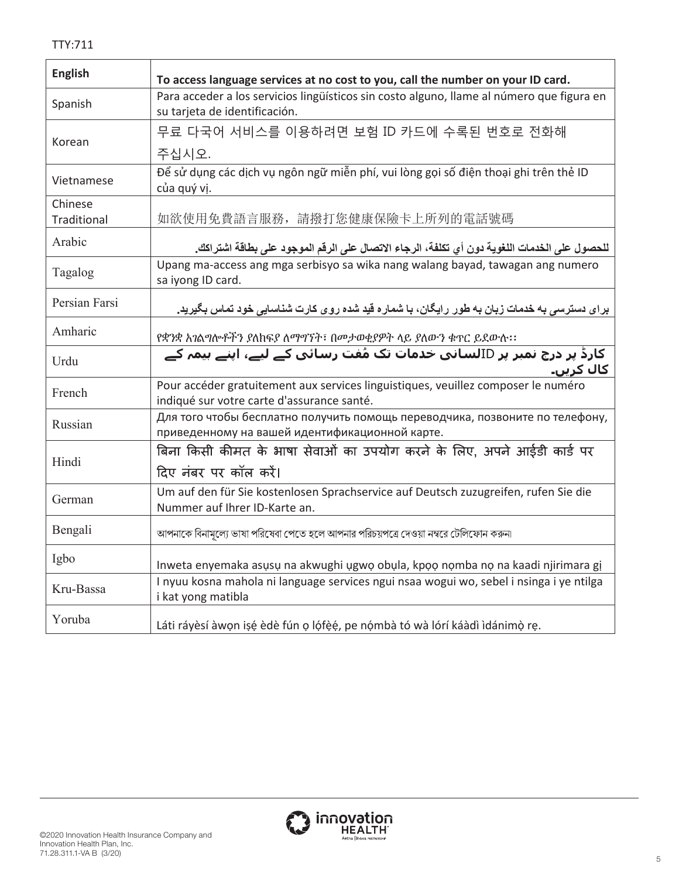TTY:711

| | |
|---|---|
| **English** | **To access language services at no cost to you, call the number on your ID card.** |
| Spanish | Para acceder a los servicios lingüísticos sin costo alguno, llame al número que figura en su tarjeta de identificación. |
| Korean | 무료 다국어 서비스를 이용하려면 보험 ID 카드에 수록된 번호로 전화해 주십시오. |
| Vietnamese | Để sử dụng các dịch vụ ngôn ngữ miễn phí, vui lòng gọi số điện thoại ghi trên thẻ ID của quý vị. |
| Chinese Traditional | 如欲使用免費語言服務，請撥打您健康保險卡上所列的電話號碼 |
| Arabic | **للحصول على الخدمات اللغوية دون أي تكلفة، الرجاء الاتصال على الرقم الموجود على بطاقة اشتراكك.** |
| Tagalog | Upang ma-access ang mga serbisyo sa wika nang walang bayad, tawagan ang numero sa iyong ID card. |
| Persian Farsi | **برای دسترسی به خدمات زبان به طور رایگان، با شماره قید شده روی کارت شناسایی خود تماس بگیرید.** |
| Amharic | የቋንቋ አገልግሎቶችን ያለክፍያ ለማግኘት፣ በመታወቂያዎት ላይ ያለውን ቁጥር ይደውሉ:: |
| Urdu | **لسانی خدمات تک مُفت رسائی کے لیے، اپنے بیمہ کے IDکارڈ پر درج نمبر پر کال کریں۔** |
| French | Pour accéder gratuitement aux services linguistiques, veuillez composer le numéro indiqué sur votre carte d'assurance santé. |
| Russian | Для того чтобы бесплатно получить помощь переводчика, позвоните по телефону, приведенному на вашей идентификационной карте. |
| Hindi | बिना किसी कीमत के भाषा सेवाओं का उपयोग करने के लिए, अपने आईडी कार्ड पर दिए नंबर पर कॉल करें। |
| German | Um auf den für Sie kostenlosen Sprachservice auf Deutsch zuzugreifen, rufen Sie die Nummer auf Ihrer ID-Karte an. |
| Bengali | আপনাকে বিনামূল্যে ভাষা পরিষেবা পেতে হলে আপনার পরিচয়পত্রে দেওয়া নম্বরে টেলিফোন করুন। |
| Igbo | Inweta enyemaka asụsụ na akwughi ụgwọ obụla, kpọọ nọmba nọ na kaadi njirimara gị |
| Kru-Bassa | I nyuu kosna mahola ni language services ngui nsaa wogui wo, sebel i nsinga i ye ntilga i kat yong matibla |
| Yoruba | Láti ráyèsí àwọn iṣẹ́ èdè fún ọ lọ́fẹ̀ẹ́, pe nọ́mbà tó wà lórí káàdì ìdánimọ̀ rẹ. |

©2020 Innovation Health Insurance Company and Innovation Health Plan, Inc.
71.28.311.1-VA B (3/20)